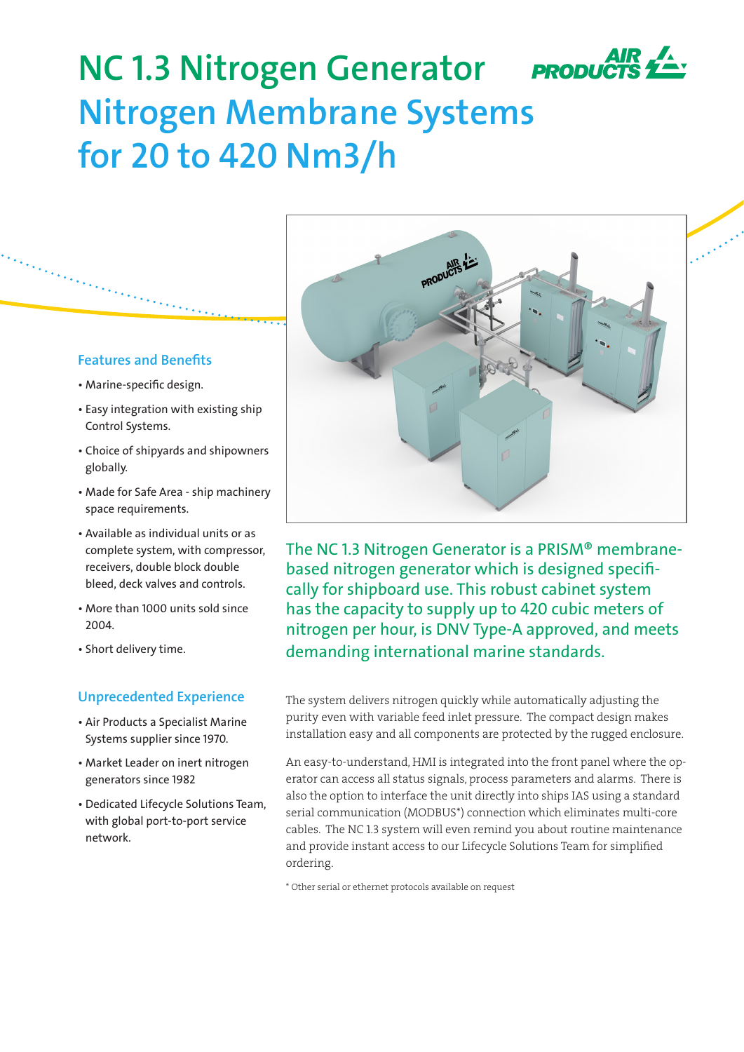# NC 1.3 Nitrogen Generator
# Nitrogen Membrane Systems for 20 to 420 Nm3/h

## Features and Benefits

- Marine-specific design.
- Easy integration with existing ship Control Systems.
- Choice of shipyards and shipowners globally.
- Made for Safe Area - ship machinery space requirements.
- Available as individual units or as complete system, with compressor, receivers, double block double bleed, deck valves and controls.
- More than 1000 units sold since 2004.
- Short delivery time.

## Unprecedented Experience

- Air Products a Specialist Marine Systems supplier since 1970.
- Market Leader on inert nitrogen generators since 1982
- Dedicated Lifecycle Solutions Team, with global port-to-port service network.

The NC 1.3 Nitrogen Generator is a PRISM® membrane-based nitrogen generator which is designed specifically for shipboard use. This robust cabinet system has the capacity to supply up to 420 cubic meters of nitrogen per hour, is DNV Type-A approved, and meets demanding international marine standards.

The system delivers nitrogen quickly while automatically adjusting the purity even with variable feed inlet pressure. The compact design makes installation easy and all components are protected by the rugged enclosure.

An easy-to-understand, HMI is integrated into the front panel where the operator can access all status signals, process parameters and alarms. There is also the option to interface the unit directly into ships IAS using a standard serial communication (MODBUS*) connection which eliminates multi-core cables. The NC 1.3 system will even remind you about routine maintenance and provide instant access to our Lifecycle Solutions Team for simplified ordering.

* Other serial or ethernet protocols available on request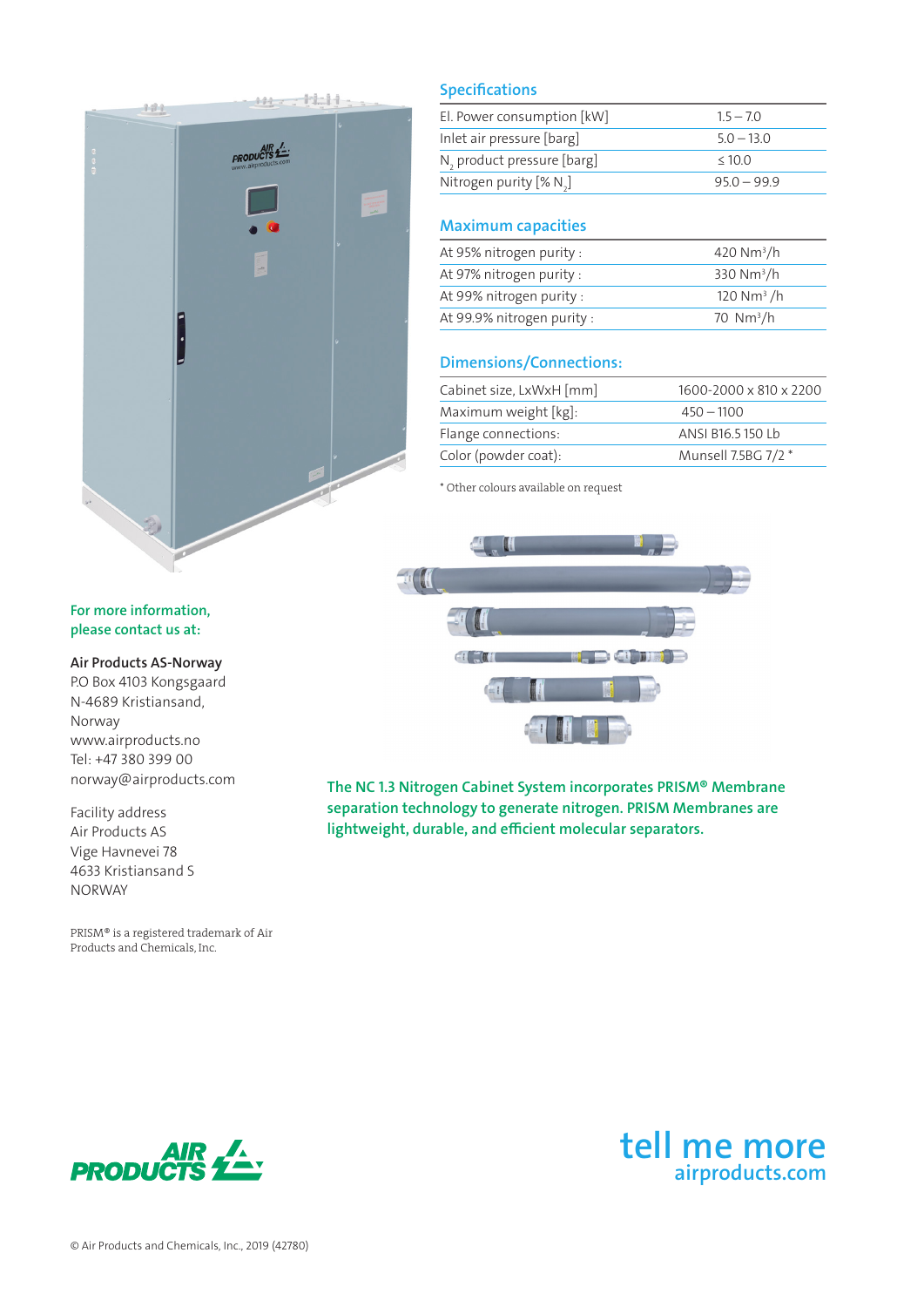## Specifications

| | |
|---|---|
| El. Power consumption [kW] | 1.5 – 7.0 |
| Inlet air pressure [barg] | 5.0 – 13.0 |
| $N_2$ product pressure [barg] | ≤ 10.0 |
| Nitrogen purity [% $N_2$] | 95.0 – 99.9 |

## Maximum capacities

| | |
|---|---|
| At 95% nitrogen purity : | 420 $Nm^3/h$ |
| At 97% nitrogen purity : | 330 $Nm^3/h$ |
| At 99% nitrogen purity : | 120 $Nm^3/h$ |
| At 99.9% nitrogen purity : | 70 $Nm^3/h$ |

## Dimensions/Connections:

| | |
|---|---|
| Cabinet size, LxWxH [mm] | 1600-2000 x 810 x 2200 |
| Maximum weight [kg]: | 450 – 1100 |
| Flange connections: | ANSI B16.5 150 Lb |
| Color (powder coat): | Munsell 7.5BG 7/2 * |

* Other colours available on request

**The NC 1.3 Nitrogen Cabinet System incorporates PRISM® Membrane separation technology to generate nitrogen. PRISM Membranes are lightweight, durable, and efficient molecular separators.**

**For more information, please contact us at:**

**Air Products AS-Norway**
P.O Box 4103 Kongsgaard
N-4689 Kristiansand,
Norway
www.airproducts.no
Tel: +47 380 399 00
norway@airproducts.com

Facility address
Air Products AS
Vige Havnevei 78
4633 Kristiansand S
NORWAY

PRISM® is a registered trademark of Air Products and Chemicals, Inc.

AIR PRODUCTS

tell me more
airproducts.com

© Air Products and Chemicals, Inc., 2019 (42780)